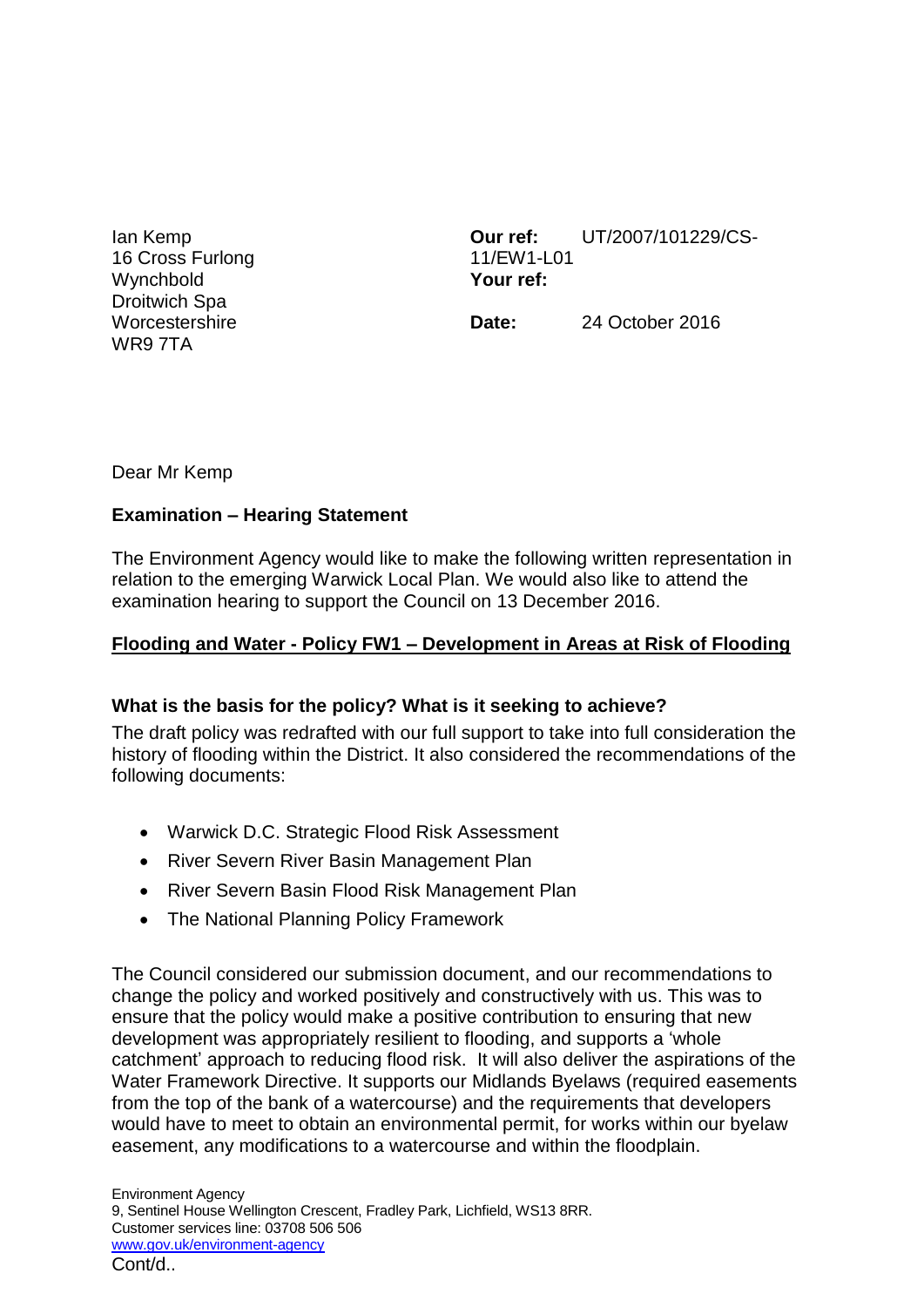Ian Kemp
16 Cross Furlong
Wynchbold
Droitwich Spa
Worcestershire
WR9 7TA

**Our ref:** UT/2007/101229/CS-11/EW1-L01
**Your ref:**

**Date:** 24 October 2016

Dear Mr Kemp

**Examination – Hearing Statement**

The Environment Agency would like to make the following written representation in relation to the emerging Warwick Local Plan. We would also like to attend the examination hearing to support the Council on 13 December 2016.

**Flooding and Water - Policy FW1 – Development in Areas at Risk of Flooding**

**What is the basis for the policy? What is it seeking to achieve?**

The draft policy was redrafted with our full support to take into full consideration the history of flooding within the District. It also considered the recommendations of the following documents:

- Warwick D.C. Strategic Flood Risk Assessment
- River Severn River Basin Management Plan
- River Severn Basin Flood Risk Management Plan
- The National Planning Policy Framework

The Council considered our submission document, and our recommendations to change the policy and worked positively and constructively with us. This was to ensure that the policy would make a positive contribution to ensuring that new development was appropriately resilient to flooding, and supports a 'whole catchment' approach to reducing flood risk. It will also deliver the aspirations of the Water Framework Directive. It supports our Midlands Byelaws (required easements from the top of the bank of a watercourse) and the requirements that developers would have to meet to obtain an environmental permit, for works within our byelaw easement, any modifications to a watercourse and within the floodplain.

Environment Agency
9, Sentinel House Wellington Crescent, Fradley Park, Lichfield, WS13 8RR.
Customer services line: 03708 506 506
www.gov.uk/environment-agency
Cont/d..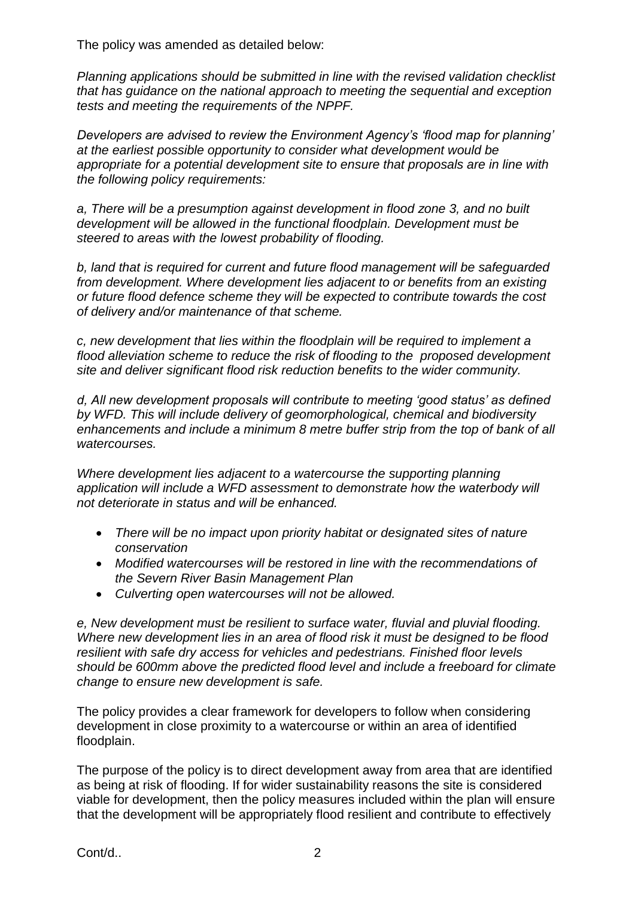The policy was amended as detailed below:

*Planning applications should be submitted in line with the revised validation checklist that has guidance on the national approach to meeting the sequential and exception tests and meeting the requirements of the NPPF.*

*Developers are advised to review the Environment Agency's 'flood map for planning' at the earliest possible opportunity to consider what development would be appropriate for a potential development site to ensure that proposals are in line with the following policy requirements:*

*a, There will be a presumption against development in flood zone 3, and no built development will be allowed in the functional floodplain. Development must be steered to areas with the lowest probability of flooding.*

*b, land that is required for current and future flood management will be safeguarded from development. Where development lies adjacent to or benefits from an existing or future flood defence scheme they will be expected to contribute towards the cost of delivery and/or maintenance of that scheme.*

*c, new development that lies within the floodplain will be required to implement a flood alleviation scheme to reduce the risk of flooding to the proposed development site and deliver significant flood risk reduction benefits to the wider community.*

*d, All new development proposals will contribute to meeting 'good status' as defined by WFD. This will include delivery of geomorphological, chemical and biodiversity enhancements and include a minimum 8 metre buffer strip from the top of bank of all watercourses.*

*Where development lies adjacent to a watercourse the supporting planning application will include a WFD assessment to demonstrate how the waterbody will not deteriorate in status and will be enhanced.*

- *There will be no impact upon priority habitat or designated sites of nature conservation*
- *Modified watercourses will be restored in line with the recommendations of the Severn River Basin Management Plan*
- *Culverting open watercourses will not be allowed.*

*e, New development must be resilient to surface water, fluvial and pluvial flooding. Where new development lies in an area of flood risk it must be designed to be flood resilient with safe dry access for vehicles and pedestrians. Finished floor levels should be 600mm above the predicted flood level and include a freeboard for climate change to ensure new development is safe.*

The policy provides a clear framework for developers to follow when considering development in close proximity to a watercourse or within an area of identified floodplain.

The purpose of the policy is to direct development away from area that are identified as being at risk of flooding. If for wider sustainability reasons the site is considered viable for development, then the policy measures included within the plan will ensure that the development will be appropriately flood resilient and contribute to effectively

Cont/d..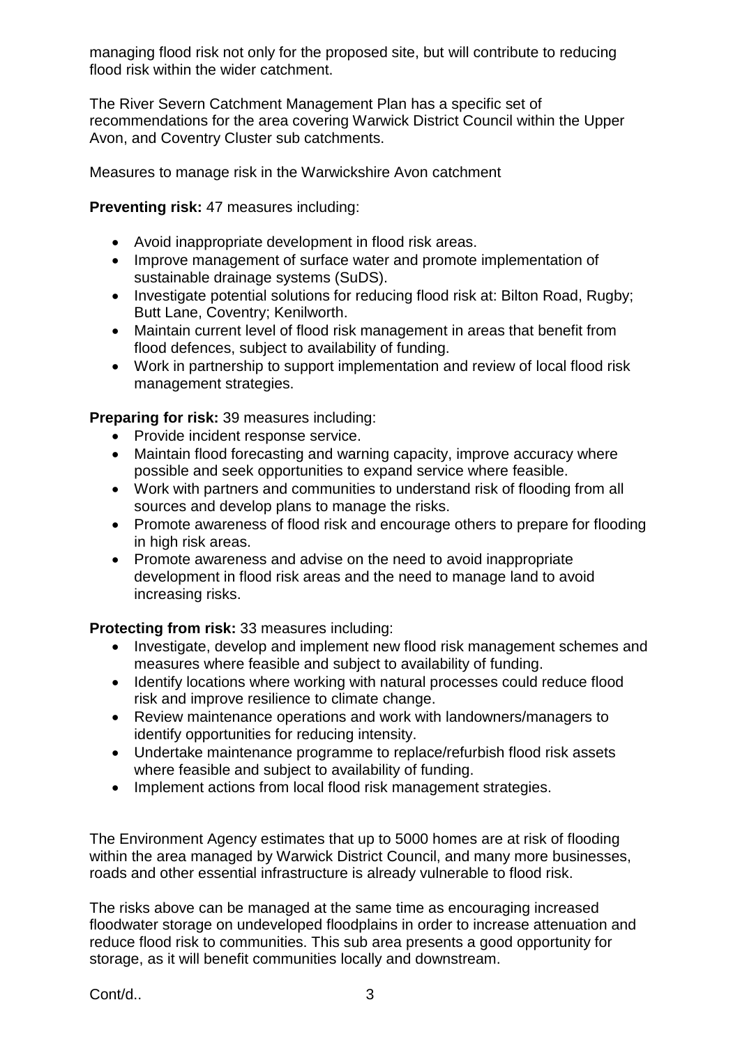managing flood risk not only for the proposed site, but will contribute to reducing flood risk within the wider catchment.

The River Severn Catchment Management Plan has a specific set of recommendations for the area covering Warwick District Council within the Upper Avon, and Coventry Cluster sub catchments.

Measures to manage risk in the Warwickshire Avon catchment

**Preventing risk:** 47 measures including:

- Avoid inappropriate development in flood risk areas.
- Improve management of surface water and promote implementation of sustainable drainage systems (SuDS).
- Investigate potential solutions for reducing flood risk at: Bilton Road, Rugby; Butt Lane, Coventry; Kenilworth.
- Maintain current level of flood risk management in areas that benefit from flood defences, subject to availability of funding.
- Work in partnership to support implementation and review of local flood risk management strategies.

**Preparing for risk:** 39 measures including:

- Provide incident response service.
- Maintain flood forecasting and warning capacity, improve accuracy where possible and seek opportunities to expand service where feasible.
- Work with partners and communities to understand risk of flooding from all sources and develop plans to manage the risks.
- Promote awareness of flood risk and encourage others to prepare for flooding in high risk areas.
- Promote awareness and advise on the need to avoid inappropriate development in flood risk areas and the need to manage land to avoid increasing risks.

**Protecting from risk:** 33 measures including:

- Investigate, develop and implement new flood risk management schemes and measures where feasible and subject to availability of funding.
- Identify locations where working with natural processes could reduce flood risk and improve resilience to climate change.
- Review maintenance operations and work with landowners/managers to identify opportunities for reducing intensity.
- Undertake maintenance programme to replace/refurbish flood risk assets where feasible and subject to availability of funding.
- Implement actions from local flood risk management strategies.

The Environment Agency estimates that up to 5000 homes are at risk of flooding within the area managed by Warwick District Council, and many more businesses, roads and other essential infrastructure is already vulnerable to flood risk.

The risks above can be managed at the same time as encouraging increased floodwater storage on undeveloped floodplains in order to increase attenuation and reduce flood risk to communities. This sub area presents a good opportunity for storage, as it will benefit communities locally and downstream.

Cont/d..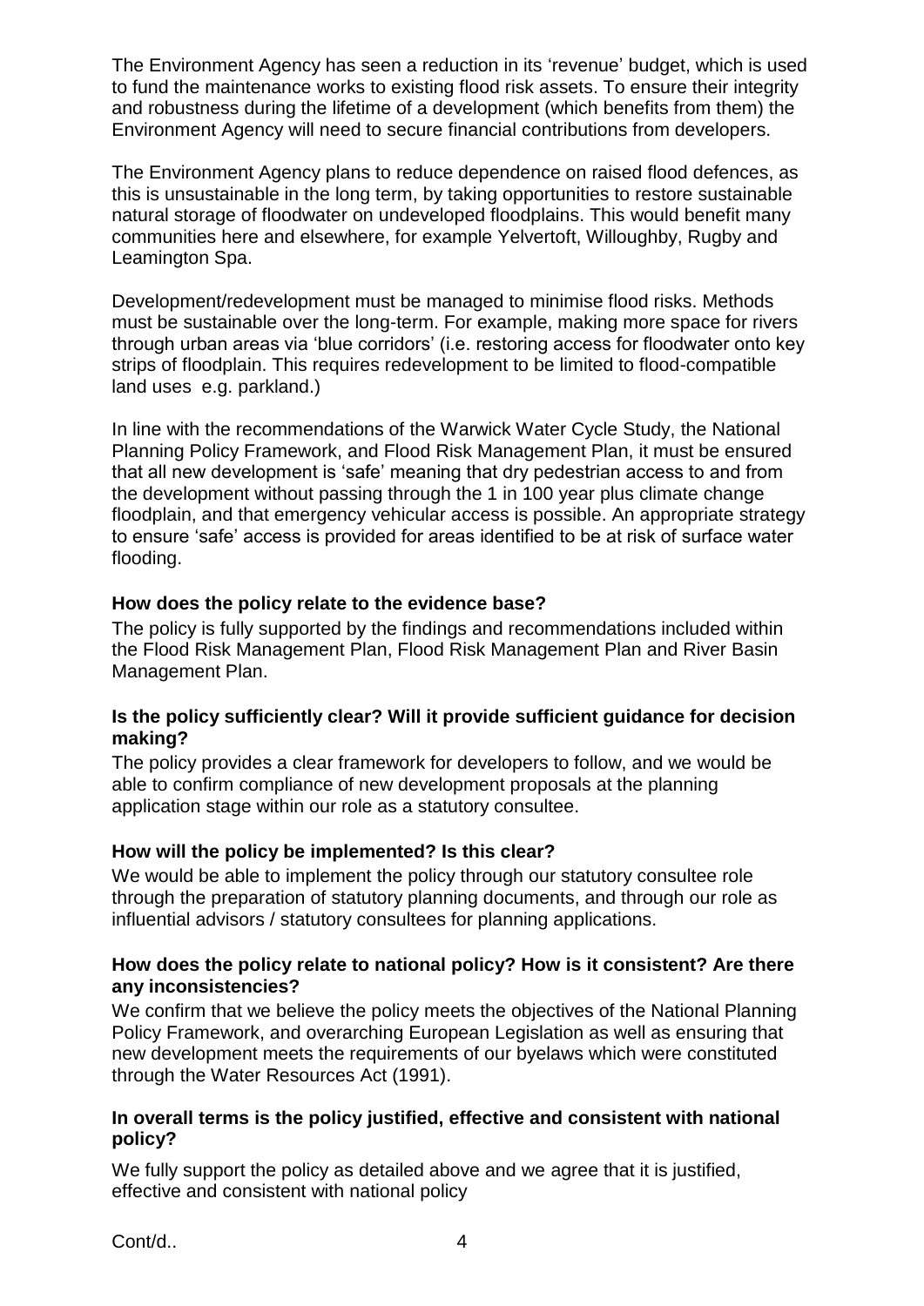The Environment Agency has seen a reduction in its 'revenue' budget, which is used to fund the maintenance works to existing flood risk assets. To ensure their integrity and robustness during the lifetime of a development (which benefits from them) the Environment Agency will need to secure financial contributions from developers.

The Environment Agency plans to reduce dependence on raised flood defences, as this is unsustainable in the long term, by taking opportunities to restore sustainable natural storage of floodwater on undeveloped floodplains. This would benefit many communities here and elsewhere, for example Yelvertoft, Willoughby, Rugby and Leamington Spa.

Development/redevelopment must be managed to minimise flood risks. Methods must be sustainable over the long-term. For example, making more space for rivers through urban areas via 'blue corridors' (i.e. restoring access for floodwater onto key strips of floodplain. This requires redevelopment to be limited to flood-compatible land uses  e.g. parkland.)

In line with the recommendations of the Warwick Water Cycle Study, the National Planning Policy Framework, and Flood Risk Management Plan, it must be ensured that all new development is 'safe' meaning that dry pedestrian access to and from the development without passing through the 1 in 100 year plus climate change floodplain, and that emergency vehicular access is possible. An appropriate strategy to ensure 'safe' access is provided for areas identified to be at risk of surface water flooding.

**How does the policy relate to the evidence base?**

The policy is fully supported by the findings and recommendations included within the Flood Risk Management Plan, Flood Risk Management Plan and River Basin Management Plan.

**Is the policy sufficiently clear? Will it provide sufficient guidance for decision making?**

The policy provides a clear framework for developers to follow, and we would be able to confirm compliance of new development proposals at the planning application stage within our role as a statutory consultee.

**How will the policy be implemented? Is this clear?**

We would be able to implement the policy through our statutory consultee role through the preparation of statutory planning documents, and through our role as influential advisors / statutory consultees for planning applications.

**How does the policy relate to national policy? How is it consistent? Are there any inconsistencies?**

We confirm that we believe the policy meets the objectives of the National Planning Policy Framework, and overarching European Legislation as well as ensuring that new development meets the requirements of our byelaws which were constituted through the Water Resources Act (1991).

**In overall terms is the policy justified, effective and consistent with national policy?**

We fully support the policy as detailed above and we agree that it is justified, effective and consistent with national policy

Cont/d..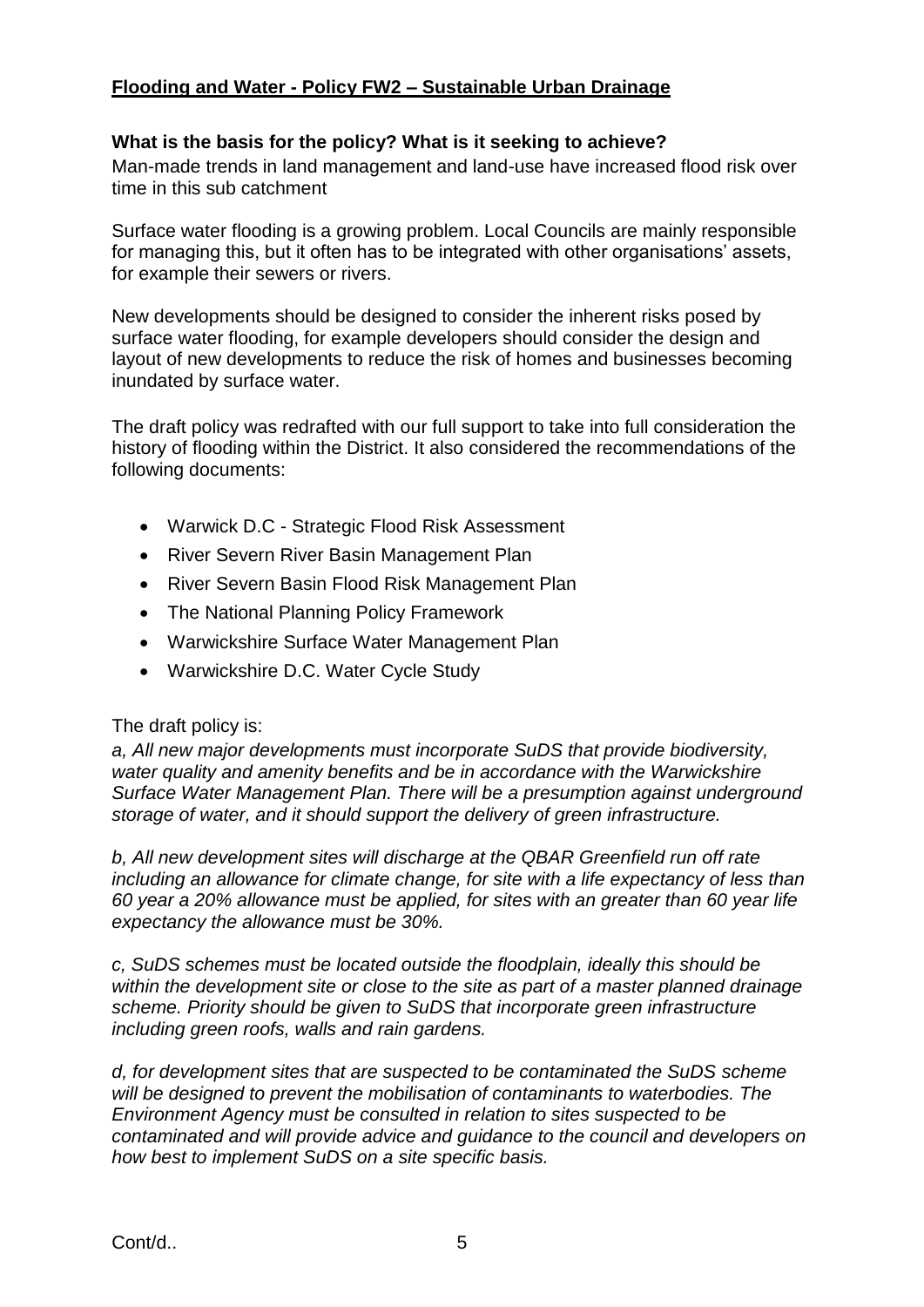## **Flooding and Water - Policy FW2 – Sustainable Urban Drainage**

**What is the basis for the policy? What is it seeking to achieve?**

Man-made trends in land management and land-use have increased flood risk over time in this sub catchment

Surface water flooding is a growing problem. Local Councils are mainly responsible for managing this, but it often has to be integrated with other organisations' assets, for example their sewers or rivers.

New developments should be designed to consider the inherent risks posed by surface water flooding, for example developers should consider the design and layout of new developments to reduce the risk of homes and businesses becoming inundated by surface water.

The draft policy was redrafted with our full support to take into full consideration the history of flooding within the District. It also considered the recommendations of the following documents:

- Warwick D.C - Strategic Flood Risk Assessment
- River Severn River Basin Management Plan
- River Severn Basin Flood Risk Management Plan
- The National Planning Policy Framework
- Warwickshire Surface Water Management Plan
- Warwickshire D.C. Water Cycle Study

The draft policy is:

*a, All new major developments must incorporate SuDS that provide biodiversity, water quality and amenity benefits and be in accordance with the Warwickshire Surface Water Management Plan. There will be a presumption against underground storage of water, and it should support the delivery of green infrastructure.*

*b, All new development sites will discharge at the QBAR Greenfield run off rate including an allowance for climate change, for site with a life expectancy of less than 60 year a 20% allowance must be applied, for sites with an greater than 60 year life expectancy the allowance must be 30%.*

*c, SuDS schemes must be located outside the floodplain, ideally this should be within the development site or close to the site as part of a master planned drainage scheme. Priority should be given to SuDS that incorporate green infrastructure including green roofs, walls and rain gardens.*

*d, for development sites that are suspected to be contaminated the SuDS scheme will be designed to prevent the mobilisation of contaminants to waterbodies. The Environment Agency must be consulted in relation to sites suspected to be contaminated and will provide advice and guidance to the council and developers on how best to implement SuDS on a site specific basis.*

Cont/d..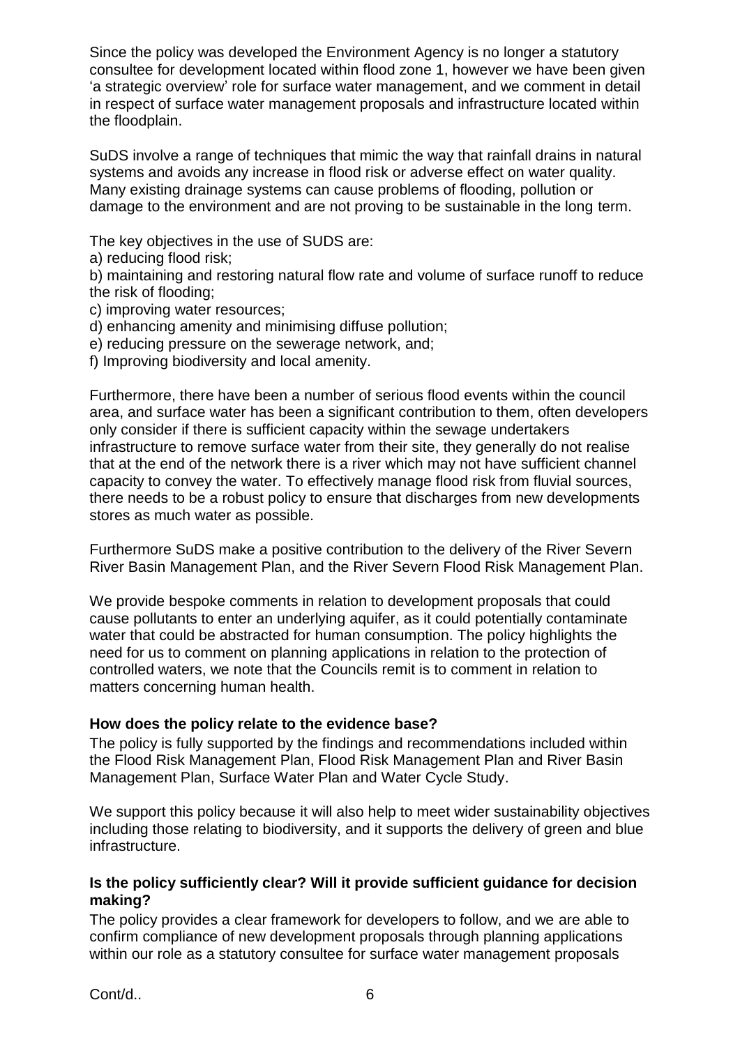Since the policy was developed the Environment Agency is no longer a statutory consultee for development located within flood zone 1, however we have been given 'a strategic overview' role for surface water management, and we comment in detail in respect of surface water management proposals and infrastructure located within the floodplain.

SuDS involve a range of techniques that mimic the way that rainfall drains in natural systems and avoids any increase in flood risk or adverse effect on water quality. Many existing drainage systems can cause problems of flooding, pollution or damage to the environment and are not proving to be sustainable in the long term.

The key objectives in the use of SUDS are:
a) reducing flood risk;
b) maintaining and restoring natural flow rate and volume of surface runoff to reduce the risk of flooding;
c) improving water resources;
d) enhancing amenity and minimising diffuse pollution;
e) reducing pressure on the sewerage network, and;
f) Improving biodiversity and local amenity.

Furthermore, there have been a number of serious flood events within the council area, and surface water has been a significant contribution to them, often developers only consider if there is sufficient capacity within the sewage undertakers infrastructure to remove surface water from their site, they generally do not realise that at the end of the network there is a river which may not have sufficient channel capacity to convey the water. To effectively manage flood risk from fluvial sources, there needs to be a robust policy to ensure that discharges from new developments stores as much water as possible.

Furthermore SuDS make a positive contribution to the delivery of the River Severn River Basin Management Plan, and the River Severn Flood Risk Management Plan.

We provide bespoke comments in relation to development proposals that could cause pollutants to enter an underlying aquifer, as it could potentially contaminate water that could be abstracted for human consumption. The policy highlights the need for us to comment on planning applications in relation to the protection of controlled waters, we note that the Councils remit is to comment in relation to matters concerning human health.

**How does the policy relate to the evidence base?**
The policy is fully supported by the findings and recommendations included within the Flood Risk Management Plan, Flood Risk Management Plan and River Basin Management Plan, Surface Water Plan and Water Cycle Study.

We support this policy because it will also help to meet wider sustainability objectives including those relating to biodiversity, and it supports the delivery of green and blue infrastructure.

**Is the policy sufficiently clear? Will it provide sufficient guidance for decision making?**
The policy provides a clear framework for developers to follow, and we are able to confirm compliance of new development proposals through planning applications within our role as a statutory consultee for surface water management proposals

Cont/d..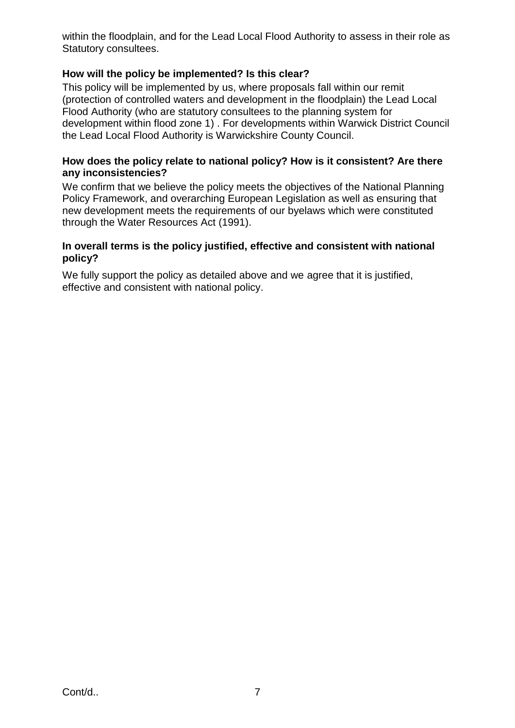within the floodplain, and for the Lead Local Flood Authority to assess in their role as Statutory consultees.

**How will the policy be implemented? Is this clear?**

This policy will be implemented by us, where proposals fall within our remit (protection of controlled waters and development in the floodplain) the Lead Local Flood Authority (who are statutory consultees to the planning system for development within flood zone 1) . For developments within Warwick District Council the Lead Local Flood Authority is Warwickshire County Council.

**How does the policy relate to national policy? How is it consistent? Are there any inconsistencies?**

We confirm that we believe the policy meets the objectives of the National Planning Policy Framework, and overarching European Legislation as well as ensuring that new development meets the requirements of our byelaws which were constituted through the Water Resources Act (1991).

**In overall terms is the policy justified, effective and consistent with national policy?**

We fully support the policy as detailed above and we agree that it is justified, effective and consistent with national policy.

Cont/d..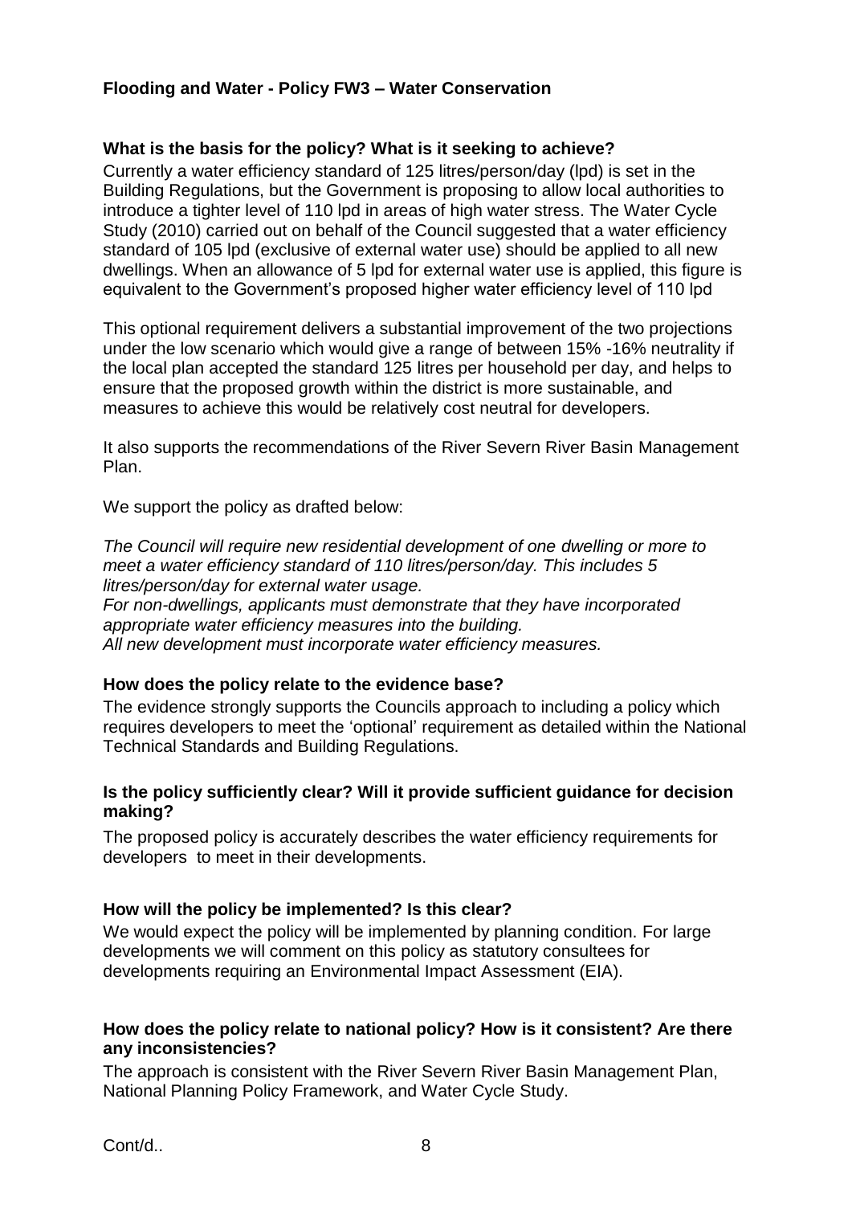**Flooding and Water - Policy FW3 – Water Conservation**

**What is the basis for the policy? What is it seeking to achieve?**

Currently a water efficiency standard of 125 litres/person/day (lpd) is set in the Building Regulations, but the Government is proposing to allow local authorities to introduce a tighter level of 110 lpd in areas of high water stress. The Water Cycle Study (2010) carried out on behalf of the Council suggested that a water efficiency standard of 105 lpd (exclusive of external water use) should be applied to all new dwellings. When an allowance of 5 lpd for external water use is applied, this figure is equivalent to the Government's proposed higher water efficiency level of 110 lpd

This optional requirement delivers a substantial improvement of the two projections under the low scenario which would give a range of between 15% -16% neutrality if the local plan accepted the standard 125 litres per household per day, and helps to ensure that the proposed growth within the district is more sustainable, and measures to achieve this would be relatively cost neutral for developers.

It also supports the recommendations of the River Severn River Basin Management Plan.

We support the policy as drafted below:

*The Council will require new residential development of one dwelling or more to meet a water efficiency standard of 110 litres/person/day. This includes 5 litres/person/day for external water usage.*
*For non-dwellings, applicants must demonstrate that they have incorporated appropriate water efficiency measures into the building.*
*All new development must incorporate water efficiency measures.*

**How does the policy relate to the evidence base?**

The evidence strongly supports the Councils approach to including a policy which requires developers to meet the 'optional' requirement as detailed within the National Technical Standards and Building Regulations.

**Is the policy sufficiently clear? Will it provide sufficient guidance for decision making?**

The proposed policy is accurately describes the water efficiency requirements for developers to meet in their developments.

**How will the policy be implemented? Is this clear?**

We would expect the policy will be implemented by planning condition. For large developments we will comment on this policy as statutory consultees for developments requiring an Environmental Impact Assessment (EIA).

**How does the policy relate to national policy? How is it consistent? Are there any inconsistencies?**

The approach is consistent with the River Severn River Basin Management Plan, National Planning Policy Framework, and Water Cycle Study.

Cont/d..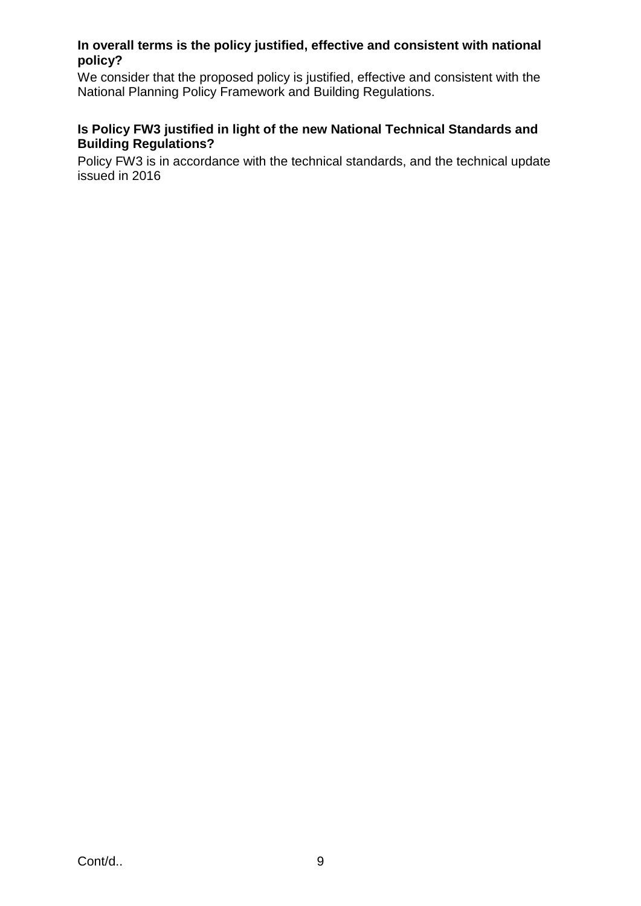**In overall terms is the policy justified, effective and consistent with national policy?**

We consider that the proposed policy is justified, effective and consistent with the National Planning Policy Framework and Building Regulations.

**Is Policy FW3 justified in light of the new National Technical Standards and Building Regulations?**

Policy FW3 is in accordance with the technical standards, and the technical update issued in 2016

Cont/d..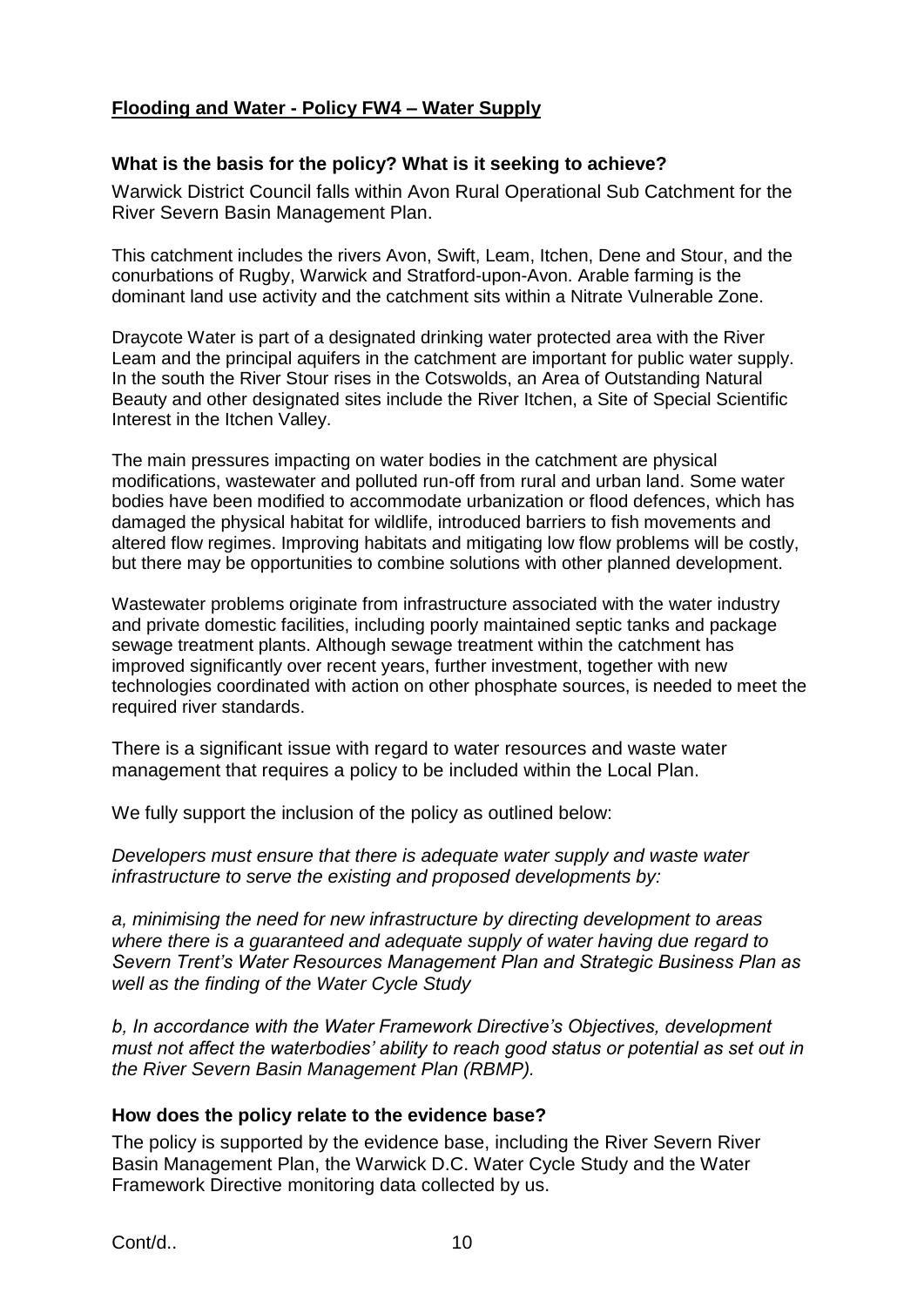## **Flooding and Water - Policy FW4 – Water Supply**

### What is the basis for the policy? What is it seeking to achieve?

Warwick District Council falls within Avon Rural Operational Sub Catchment for the River Severn Basin Management Plan.

This catchment includes the rivers Avon, Swift, Leam, Itchen, Dene and Stour, and the conurbations of Rugby, Warwick and Stratford-upon-Avon. Arable farming is the dominant land use activity and the catchment sits within a Nitrate Vulnerable Zone.

Draycote Water is part of a designated drinking water protected area with the River Leam and the principal aquifers in the catchment are important for public water supply. In the south the River Stour rises in the Cotswolds, an Area of Outstanding Natural Beauty and other designated sites include the River Itchen, a Site of Special Scientific Interest in the Itchen Valley.

The main pressures impacting on water bodies in the catchment are physical modifications, wastewater and polluted run-off from rural and urban land. Some water bodies have been modified to accommodate urbanization or flood defences, which has damaged the physical habitat for wildlife, introduced barriers to fish movements and altered flow regimes. Improving habitats and mitigating low flow problems will be costly, but there may be opportunities to combine solutions with other planned development.

Wastewater problems originate from infrastructure associated with the water industry and private domestic facilities, including poorly maintained septic tanks and package sewage treatment plants. Although sewage treatment within the catchment has improved significantly over recent years, further investment, together with new technologies coordinated with action on other phosphate sources, is needed to meet the required river standards.

There is a significant issue with regard to water resources and waste water management that requires a policy to be included within the Local Plan.

We fully support the inclusion of the policy as outlined below:

*Developers must ensure that there is adequate water supply and waste water infrastructure to serve the existing and proposed developments by:*

*a, minimising the need for new infrastructure by directing development to areas where there is a guaranteed and adequate supply of water having due regard to Severn Trent's Water Resources Management Plan and Strategic Business Plan as well as the finding of the Water Cycle Study*

*b, In accordance with the Water Framework Directive's Objectives, development must not affect the waterbodies' ability to reach good status or potential as set out in the River Severn Basin Management Plan (RBMP).*

### How does the policy relate to the evidence base?

The policy is supported by the evidence base, including the River Severn River Basin Management Plan, the Warwick D.C. Water Cycle Study and the Water Framework Directive monitoring data collected by us.

Cont/d..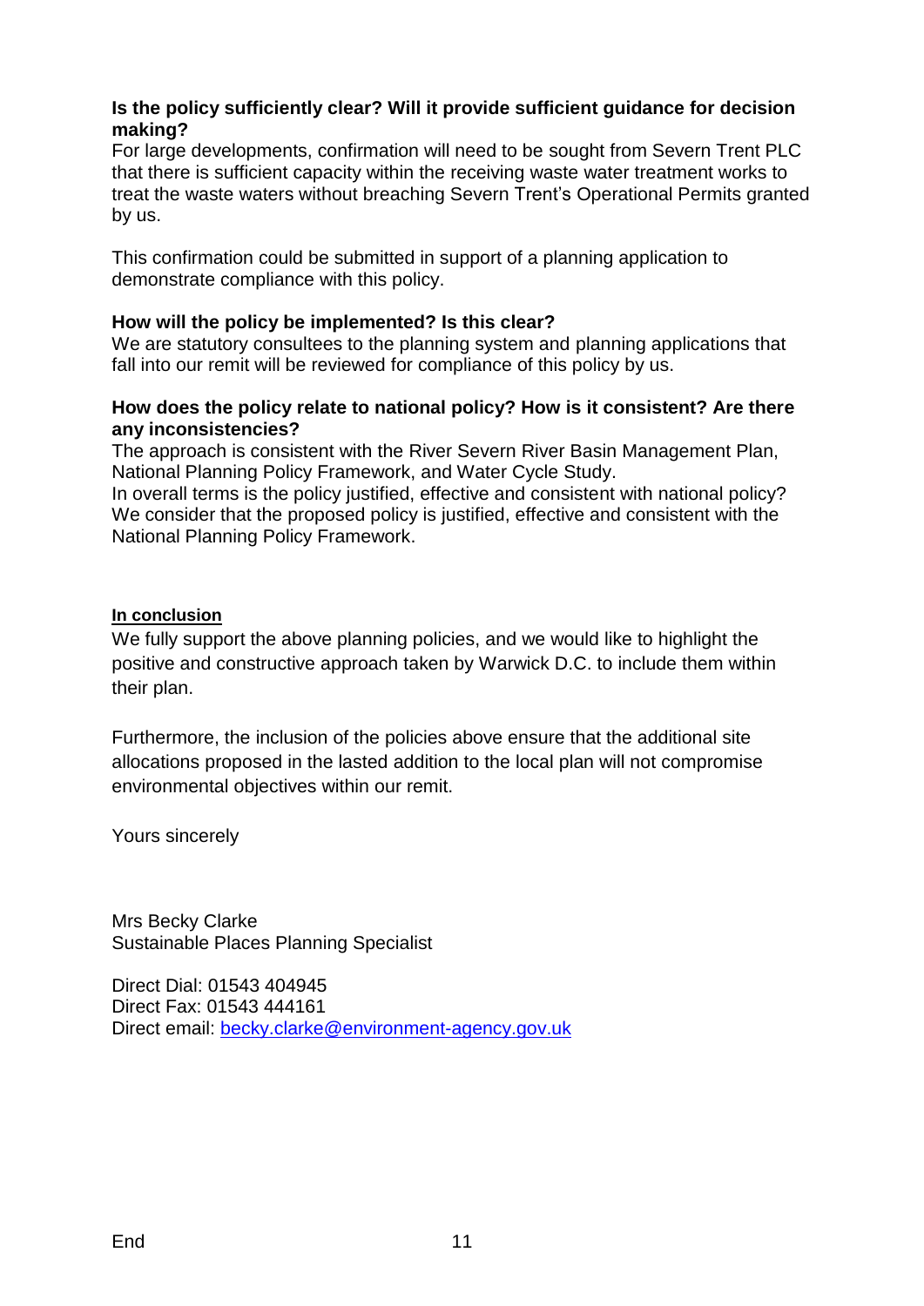**Is the policy sufficiently clear? Will it provide sufficient guidance for decision making?**
For large developments, confirmation will need to be sought from Severn Trent PLC that there is sufficient capacity within the receiving waste water treatment works to treat the waste waters without breaching Severn Trent's Operational Permits granted by us.

This confirmation could be submitted in support of a planning application to demonstrate compliance with this policy.

**How will the policy be implemented? Is this clear?**
We are statutory consultees to the planning system and planning applications that fall into our remit will be reviewed for compliance of this policy by us.

**How does the policy relate to national policy? How is it consistent? Are there any inconsistencies?**
The approach is consistent with the River Severn River Basin Management Plan, National Planning Policy Framework, and Water Cycle Study.
In overall terms is the policy justified, effective and consistent with national policy? We consider that the proposed policy is justified, effective and consistent with the National Planning Policy Framework.

**In conclusion**

We fully support the above planning policies, and we would like to highlight the positive and constructive approach taken by Warwick D.C. to include them within their plan.

Furthermore, the inclusion of the policies above ensure that the additional site allocations proposed in the lasted addition to the local plan will not compromise environmental objectives within our remit.

Yours sincerely

Mrs Becky Clarke
Sustainable Places Planning Specialist

Direct Dial: 01543 404945
Direct Fax: 01543 444161
Direct email: becky.clarke@environment-agency.gov.uk

End